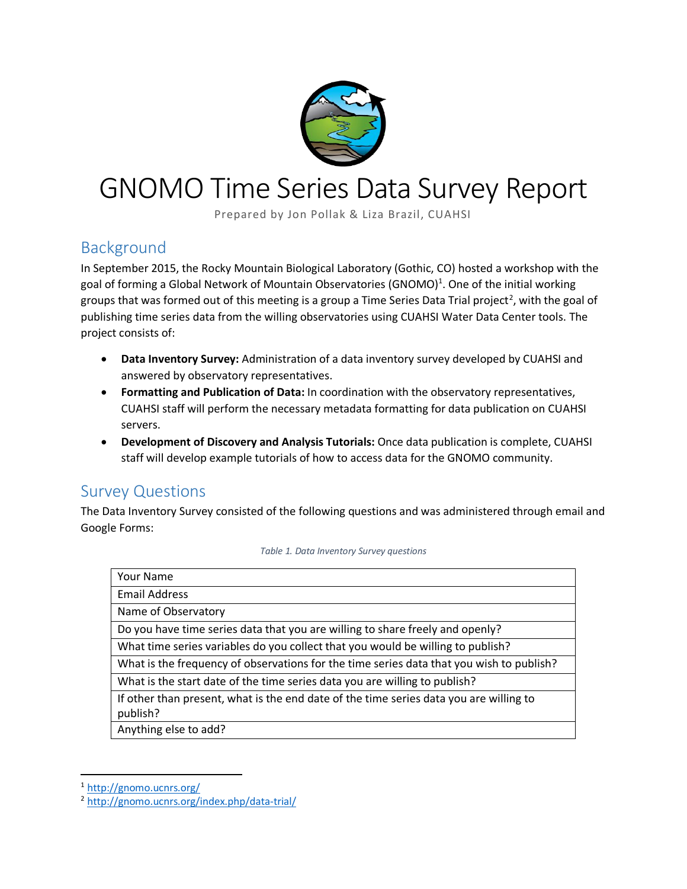# GNOMO Time Series Data Survey Report

Prepared by Jon Pollak & Liza Brazil, CUAHSI

## Background

In September 2015, the Rocky Mountain Biological Laboratory (Gothic, CO) hosted a workshop with the goal of forming a Global Network of Mountain Observatories (GNOMO)[1]. One of the initial working groups that was formed out of this meeting is a group a Time Series Data Trial project[2], with the goal of publishing time series data from the willing observatories using CUAHSI Water Data Center tools. The project consists of:

- **Data Inventory Survey:** Administration of a data inventory survey developed by CUAHSI and answered by observatory representatives.
- **Formatting and Publication of Data:** In coordination with the observatory representatives, CUAHSI staff will perform the necessary metadata formatting for data publication on CUAHSI servers.
- **Development of Discovery and Analysis Tutorials:** Once data publication is complete, CUAHSI staff will develop example tutorials of how to access data for the GNOMO community.

## Survey Questions

The Data Inventory Survey consisted of the following questions and was administered through email and Google Forms:

*Table 1. Data Inventory Survey questions*

| Data Inventory Survey questions |
| --- |
| Your Name |
| Email Address |
| Name of Observatory |
| Do you have time series data that you are willing to share freely and openly? |
| What time series variables do you collect that you would be willing to publish? |
| What is the frequency of observations for the time series data that you wish to publish? |
| What is the start date of the time series data you are willing to publish? |
| If other than present, what is the end date of the time series data you are willing to publish? |
| Anything else to add? |

[1] http://gnomo.ucnrs.org/

[2] http://gnomo.ucnrs.org/index.php/data-trial/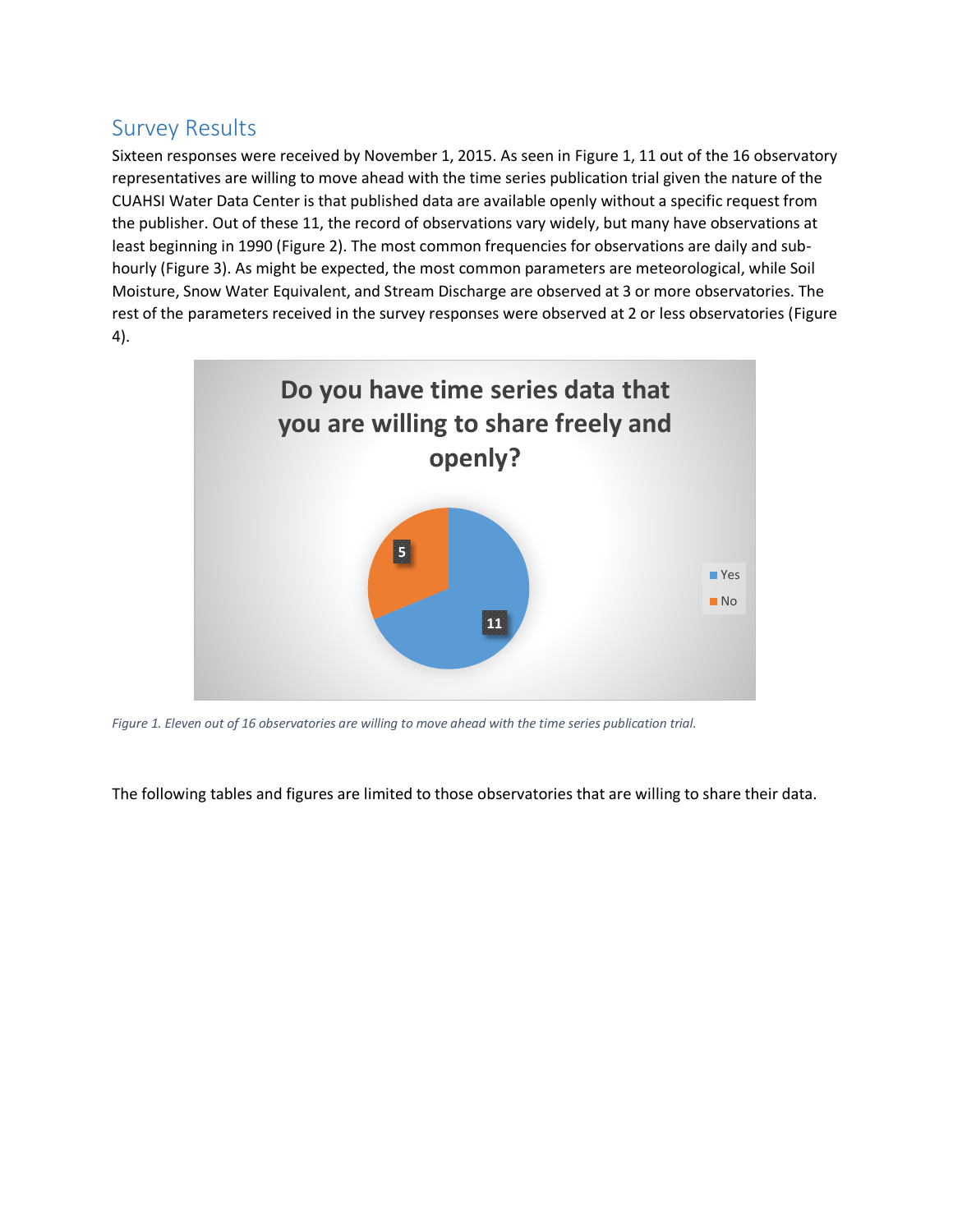## Survey Results

Sixteen responses were received by November 1, 2015. As seen in Figure 1, 11 out of the 16 observatory representatives are willing to move ahead with the time series publication trial given the nature of the CUAHSI Water Data Center is that published data are available openly without a specific request from the publisher. Out of these 11, the record of observations vary widely, but many have observations at least beginning in 1990 (Figure 2). The most common frequencies for observations are daily and sub-hourly (Figure 3). As might be expected, the most common parameters are meteorological, while Soil Moisture, Snow Water Equivalent, and Stream Discharge are observed at 3 or more observatories. The rest of the parameters received in the survey responses were observed at 2 or less observatories (Figure 4).

*Figure 1. Eleven out of 16 observatories are willing to move ahead with the time series publication trial.*

The following tables and figures are limited to those observatories that are willing to share their data.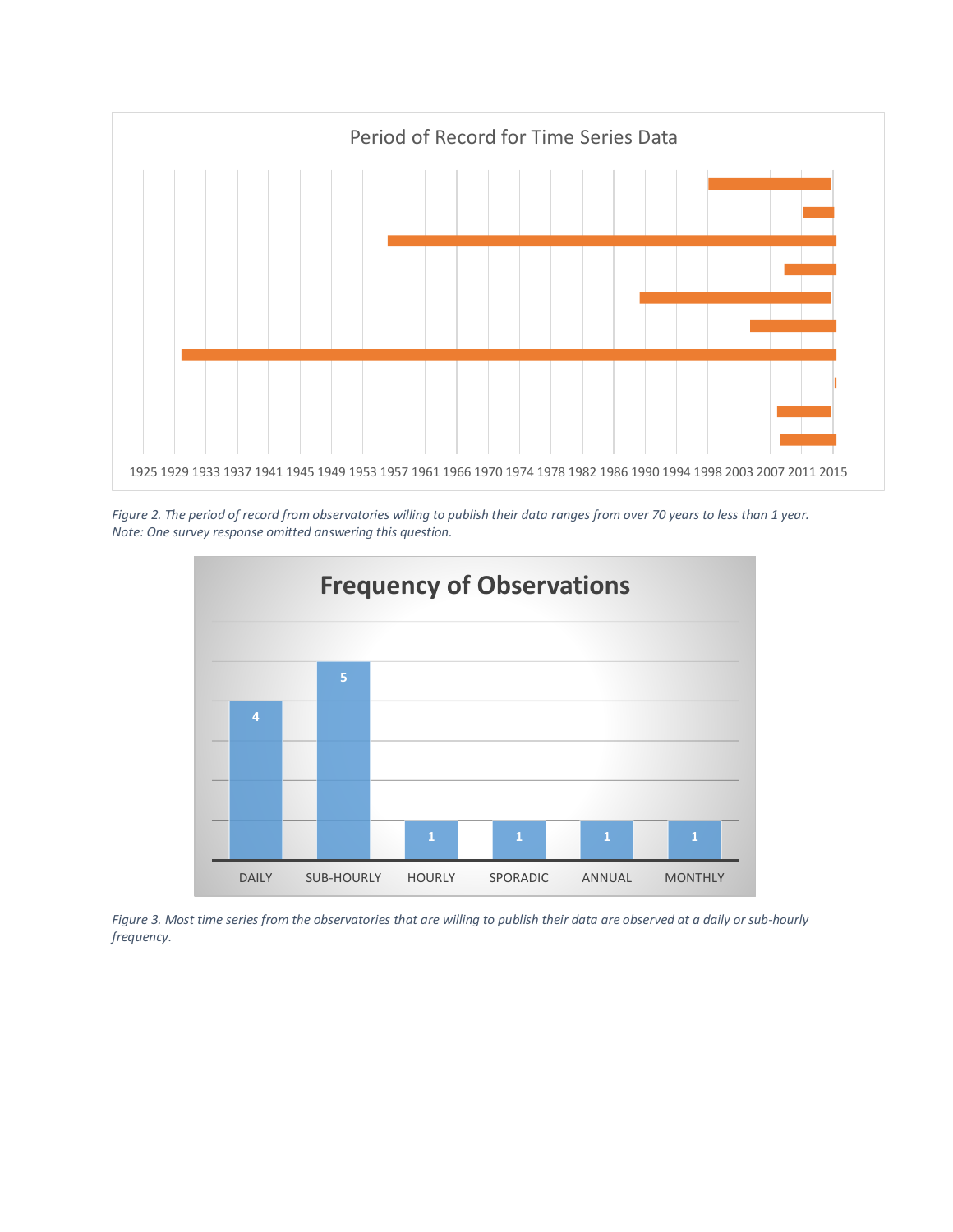Figure 2. The period of record from observatories willing to publish their data ranges from over 70 years to less than 1 year. Note: One survey response omitted answering this question.

Figure 3. Most time series from the observatories that are willing to publish their data are observed at a daily or sub-hourly frequency.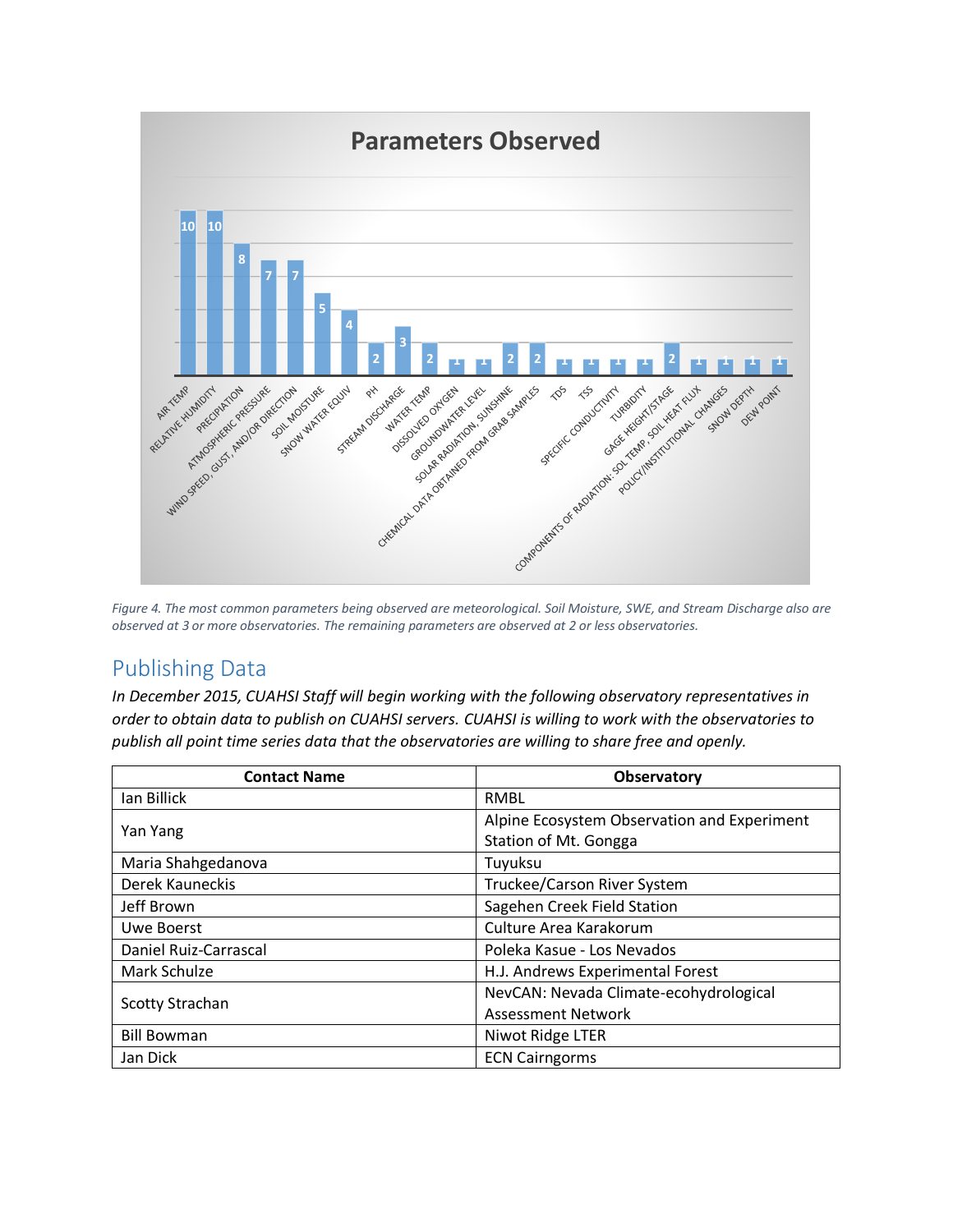**Parameters Observed**

| Parameter | Count |
|---|---|
| AIR TEMP | 10 |
| RELATIVE HUMIDITY | 10 |
| PRECIPITATION | 8 |
| ATMOSPHERIC PRESSURE | 7 |
| WIND SPEED, GUST, AND/OR DIRECTION | 7 |
| SOIL MOISTURE | 5 |
| SNOW WATER EQUIV | 4 |
| PH | 2 |
| STREAM DISCHARGE | 3 |
| WATER TEMP | 2 |
| DISSOLVED OXYGEN | 1 |
| GROUNDWATER LEVEL | 1 |
| SOLAR RADIATION, SUNSHINE | 2 |
| CHEMICAL DATA OBTAINED FROM GRAB SAMPLES | 2 |
| TDS | 1 |
| TSS | 1 |
| SPECIFIC CONDUCTIVITY | 1 |
| TURBIDITY | 1 |
| GAGE HEIGHT/STAGE | 2 |
| COMPONENTS OF RADIATION: SOL TEMP, SOIL HEAT FLUX | 1 |
| POLICY/INSTITUTIONAL CHANGES | 1 |
| SNOW DEPTH | 1 |
| DEW POINT | 1 |

*Figure 4. The most common parameters being observed are meteorological. Soil Moisture, SWE, and Stream Discharge also are observed at 3 or more observatories. The remaining parameters are observed at 2 or less observatories.*

## Publishing Data

*In December 2015, CUAHSI Staff will begin working with the following observatory representatives in order to obtain data to publish on CUAHSI servers. CUAHSI is willing to work with the observatories to publish all point time series data that the observatories are willing to share free and openly.*

| Contact Name | Observatory |
|---|---|
| Ian Billick | RMBL |
| Yan Yang | Alpine Ecosystem Observation and Experiment Station of Mt. Gongga |
| Maria Shahgedanova | Tuyuksu |
| Derek Kauneckis | Truckee/Carson River System |
| Jeff Brown | Sagehen Creek Field Station |
| Uwe Boerst | Culture Area Karakorum |
| Daniel Ruiz-Carrascal | Poleka Kasue - Los Nevados |
| Mark Schulze | H.J. Andrews Experimental Forest |
| Scotty Strachan | NevCAN: Nevada Climate-ecohydrological Assessment Network |
| Bill Bowman | Niwot Ridge LTER |
| Jan Dick | ECN Cairngorms |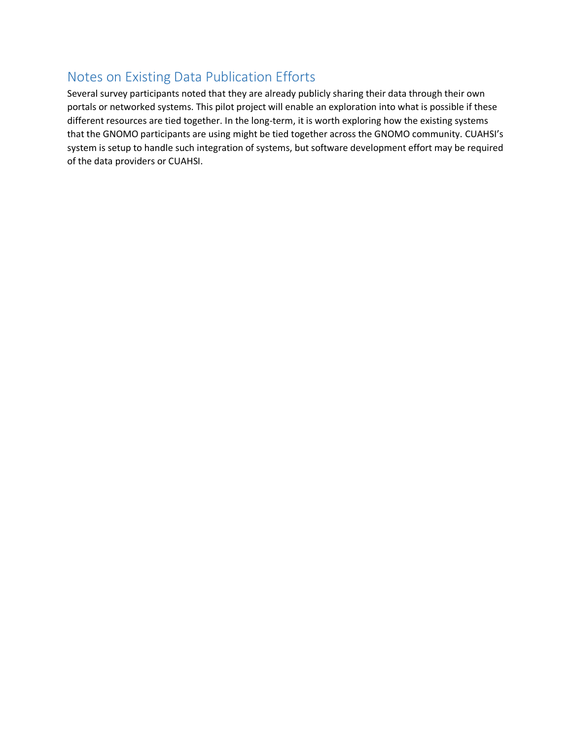## Notes on Existing Data Publication Efforts

Several survey participants noted that they are already publicly sharing their data through their own portals or networked systems. This pilot project will enable an exploration into what is possible if these different resources are tied together. In the long-term, it is worth exploring how the existing systems that the GNOMO participants are using might be tied together across the GNOMO community. CUAHSI's system is setup to handle such integration of systems, but software development effort may be required of the data providers or CUAHSI.